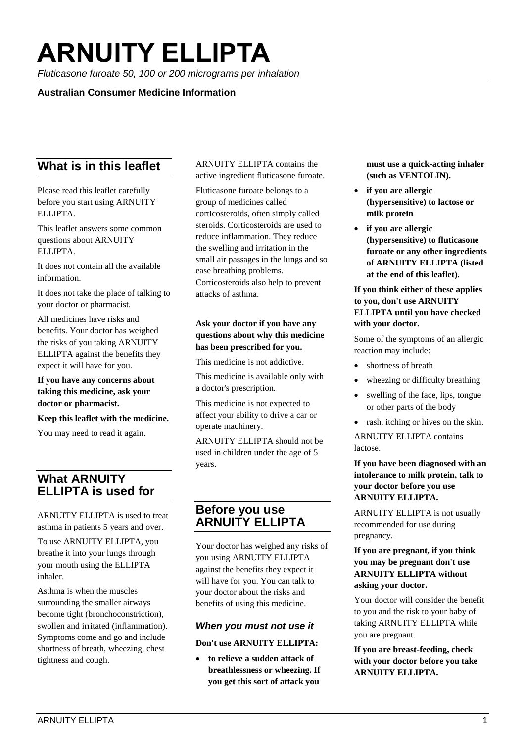# ARNUITY ELLIPTA

*Fluticasone furoate 50, 100 or 200 micrograms per inhalation*

**Australian Consumer Medicine Information**

## What is in this leaflet

Please read this leaflet carefully before you start using ARNUITY ELLIPTA.

This leaflet answers some common questions about ARNUITY ELLIPTA.

It does not contain all the available information.

It does not take the place of talking to your doctor or pharmacist.

All medicines have risks and benefits. Your doctor has weighed the risks of you taking ARNUITY ELLIPTA against the benefits they expect it will have for you.

**If you have any concerns about taking this medicine, ask your doctor or pharmacist.**

**Keep this leaflet with the medicine.**

You may need to read it again.

## What ARNUITY ELLIPTA is used for

ARNUITY ELLIPTA is used to treat asthma in patients 5 years and over.

To use ARNUITY ELLIPTA, you breathe it into your lungs through your mouth using the ELLIPTA inhaler.

Asthma is when the muscles surrounding the smaller airways become tight (bronchoconstriction), swollen and irritated (inflammation). Symptoms come and go and include shortness of breath, wheezing, chest tightness and cough.

ARNUITY ELLIPTA contains the active ingredient fluticasone furoate.

Fluticasone furoate belongs to a group of medicines called corticosteroids, often simply called steroids. Corticosteroids are used to reduce inflammation. They reduce the swelling and irritation in the small air passages in the lungs and so ease breathing problems. Corticosteroids also help to prevent attacks of asthma.

**Ask your doctor if you have any questions about why this medicine has been prescribed for you.**

This medicine is not addictive.

This medicine is available only with a doctor's prescription.

This medicine is not expected to affect your ability to drive a car or operate machinery.

ARNUITY ELLIPTA should not be used in children under the age of 5 years.

## Before you use ARNUITY ELLIPTA

Your doctor has weighed any risks of you using ARNUITY ELLIPTA against the benefits they expect it will have for you. You can talk to your doctor about the risks and benefits of using this medicine.

### *When you must not use it*

**Don't use ARNUITY ELLIPTA:**

- **to relieve a sudden attack of breathlessness or wheezing. If you get this sort of attack you must use a quick-acting inhaler (such as VENTOLIN).**
- **if you are allergic (hypersensitive) to lactose or milk protein**
- **if you are allergic (hypersensitive) to fluticasone furoate or any other ingredients of ARNUITY ELLIPTA (listed at the end of this leaflet).**

**If you think either of these applies to you, don't use ARNUITY ELLIPTA until you have checked with your doctor.**

Some of the symptoms of an allergic reaction may include:

- shortness of breath
- wheezing or difficulty breathing
- swelling of the face, lips, tongue or other parts of the body
- rash, itching or hives on the skin.

ARNUITY ELLIPTA contains lactose.

**If you have been diagnosed with an intolerance to milk protein, talk to your doctor before you use ARNUITY ELLIPTA.**

ARNUITY ELLIPTA is not usually recommended for use during pregnancy.

**If you are pregnant, if you think you may be pregnant don't use ARNUITY ELLIPTA without asking your doctor.**

Your doctor will consider the benefit to you and the risk to your baby of taking ARNUITY ELLIPTA while you are pregnant.

**If you are breast-feeding, check with your doctor before you take ARNUITY ELLIPTA.**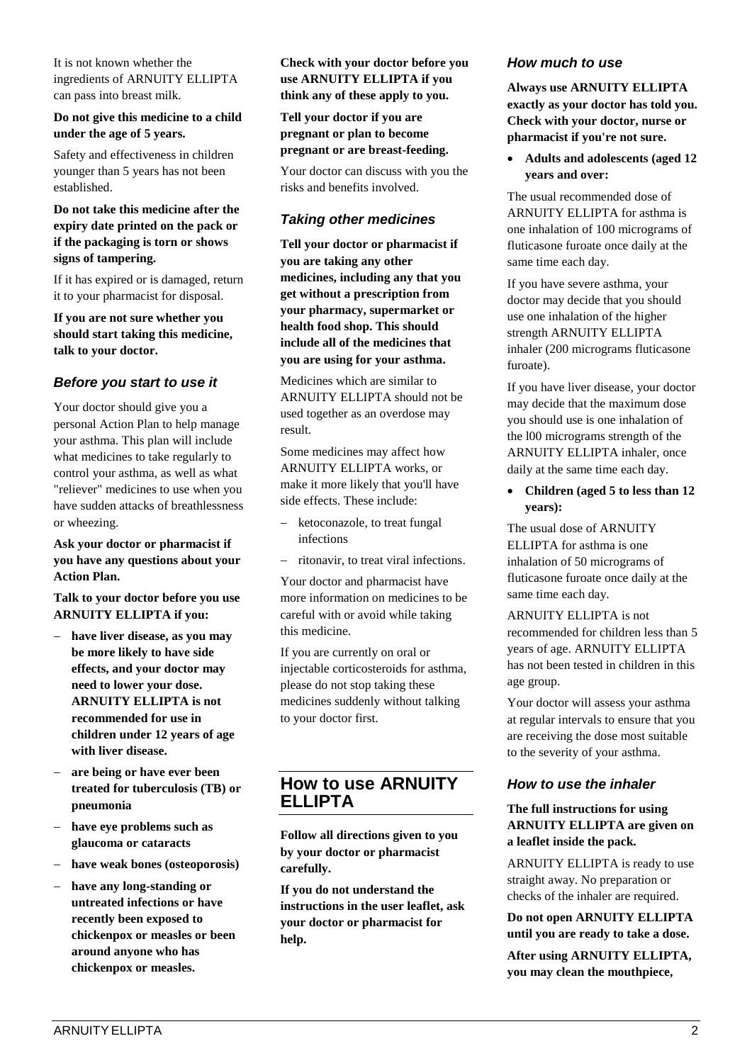It is not known whether the ingredients of ARNUITY ELLIPTA can pass into breast milk.

**Do not give this medicine to a child under the age of 5 years.**

Safety and effectiveness in children younger than 5 years has not been established.

**Do not take this medicine after the expiry date printed on the pack or if the packaging is torn or shows signs of tampering.**

If it has expired or is damaged, return it to your pharmacist for disposal.

**If you are not sure whether you should start taking this medicine, talk to your doctor.**

### *Before you start to use it*

Your doctor should give you a personal Action Plan to help manage your asthma. This plan will include what medicines to take regularly to control your asthma, as well as what "reliever" medicines to use when you have sudden attacks of breathlessness or wheezing.

**Ask your doctor or pharmacist if you have any questions about your Action Plan.**

**Talk to your doctor before you use ARNUITY ELLIPTA if you:**

- **have liver disease, as you may be more likely to have side effects, and your doctor may need to lower your dose. ARNUITY ELLIPTA is not recommended for use in children under 12 years of age with liver disease.**
- **are being or have ever been treated for tuberculosis (TB) or pneumonia**
- **have eye problems such as glaucoma or cataracts**
- **have weak bones (osteoporosis)**
- **have any long-standing or untreated infections or have recently been exposed to chickenpox or measles or been around anyone who has chickenpox or measles.**

**Check with your doctor before you use ARNUITY ELLIPTA if you think any of these apply to you.**

**Tell your doctor if you are pregnant or plan to become pregnant or are breast-feeding.**

Your doctor can discuss with you the risks and benefits involved.

### *Taking other medicines*

**Tell your doctor or pharmacist if you are taking any other medicines, including any that you get without a prescription from your pharmacy, supermarket or health food shop. This should include all of the medicines that you are using for your asthma.**

Medicines which are similar to ARNUITY ELLIPTA should not be used together as an overdose may result.

Some medicines may affect how ARNUITY ELLIPTA works, or make it more likely that you'll have side effects. These include:

- ketoconazole, to treat fungal infections
- ritonavir, to treat viral infections.

Your doctor and pharmacist have more information on medicines to be careful with or avoid while taking this medicine.

If you are currently on oral or injectable corticosteroids for asthma, please do not stop taking these medicines suddenly without talking to your doctor first.

## How to use ARNUITY ELLIPTA

**Follow all directions given to you by your doctor or pharmacist carefully.**

**If you do not understand the instructions in the user leaflet, ask your doctor or pharmacist for help.**

### *How much to use*

**Always use ARNUITY ELLIPTA exactly as your doctor has told you. Check with your doctor, nurse or pharmacist if you're not sure.**

- **Adults and adolescents (aged 12 years and over:**

The usual recommended dose of ARNUITY ELLIPTA for asthma is one inhalation of 100 micrograms of fluticasone furoate once daily at the same time each day.

If you have severe asthma, your doctor may decide that you should use one inhalation of the higher strength ARNUITY ELLIPTA inhaler (200 micrograms fluticasone furoate).

If you have liver disease, your doctor may decide that the maximum dose you should use is one inhalation of the l00 micrograms strength of the ARNUITY ELLIPTA inhaler, once daily at the same time each day.

- **Children (aged 5 to less than 12 years):**

The usual dose of ARNUITY ELLIPTA for asthma is one inhalation of 50 micrograms of fluticasone furoate once daily at the same time each day.

ARNUITY ELLIPTA is not recommended for children less than 5 years of age. ARNUITY ELLIPTA has not been tested in children in this age group.

Your doctor will assess your asthma at regular intervals to ensure that you are receiving the dose most suitable to the severity of your asthma.

### *How to use the inhaler*

**The full instructions for using ARNUITY ELLIPTA are given on a leaflet inside the pack.**

ARNUITY ELLIPTA is ready to use straight away. No preparation or checks of the inhaler are required.

**Do not open ARNUITY ELLIPTA until you are ready to take a dose.**

**After using ARNUITY ELLIPTA, you may clean the mouthpiece,**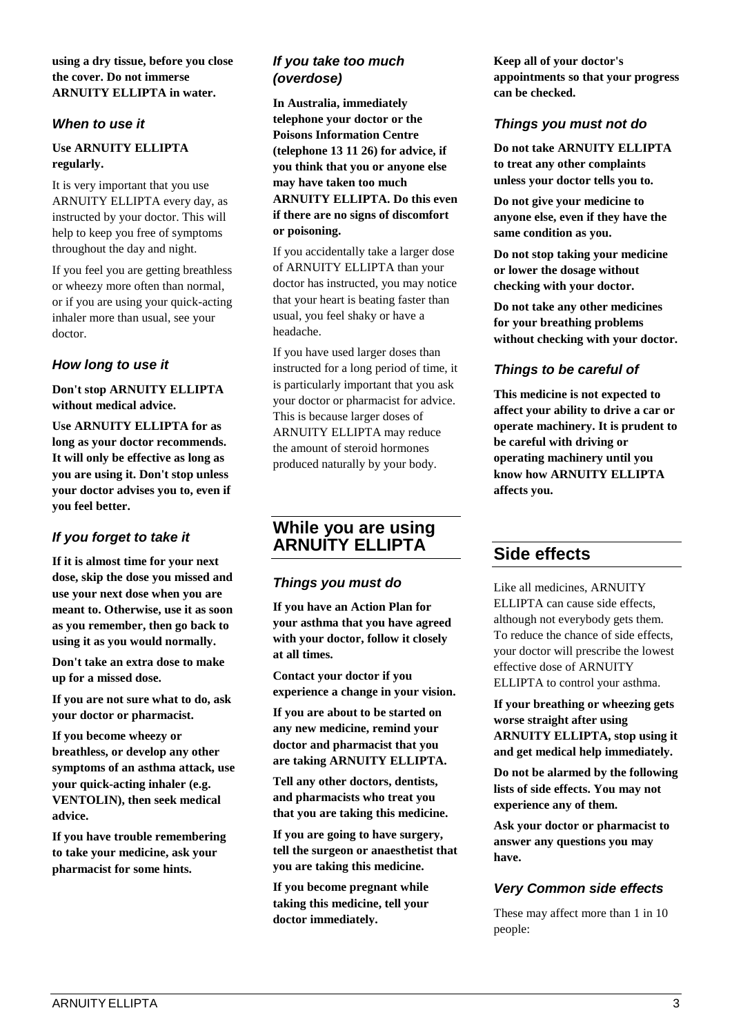**using a dry tissue, before you close the cover. Do not immerse ARNUITY ELLIPTA in water.**

### *When to use it*

**Use ARNUITY ELLIPTA regularly.**

It is very important that you use ARNUITY ELLIPTA every day, as instructed by your doctor. This will help to keep you free of symptoms throughout the day and night.

If you feel you are getting breathless or wheezy more often than normal, or if you are using your quick-acting inhaler more than usual, see your doctor.

### *How long to use it*

**Don't stop ARNUITY ELLIPTA without medical advice.**

**Use ARNUITY ELLIPTA for as long as your doctor recommends. It will only be effective as long as you are using it. Don't stop unless your doctor advises you to, even if you feel better.**

### *If you forget to take it*

**If it is almost time for your next dose, skip the dose you missed and use your next dose when you are meant to. Otherwise, use it as soon as you remember, then go back to using it as you would normally.**

**Don't take an extra dose to make up for a missed dose.**

**If you are not sure what to do, ask your doctor or pharmacist.**

**If you become wheezy or breathless, or develop any other symptoms of an asthma attack, use your quick-acting inhaler (e.g. VENTOLIN), then seek medical advice.**

**If you have trouble remembering to take your medicine, ask your pharmacist for some hints.**

### *If you take too much (overdose)*

**In Australia, immediately telephone your doctor or the Poisons Information Centre (telephone 13 11 26) for advice, if you think that you or anyone else may have taken too much ARNUITY ELLIPTA. Do this even if there are no signs of discomfort or poisoning.**

If you accidentally take a larger dose of ARNUITY ELLIPTA than your doctor has instructed, you may notice that your heart is beating faster than usual, you feel shaky or have a headache.

If you have used larger doses than instructed for a long period of time, it is particularly important that you ask your doctor or pharmacist for advice. This is because larger doses of ARNUITY ELLIPTA may reduce the amount of steroid hormones produced naturally by your body.

## While you are using ARNUITY ELLIPTA

### *Things you must do*

**If you have an Action Plan for your asthma that you have agreed with your doctor, follow it closely at all times.**

**Contact your doctor if you experience a change in your vision.**

**If you are about to be started on any new medicine, remind your doctor and pharmacist that you are taking ARNUITY ELLIPTA.**

**Tell any other doctors, dentists, and pharmacists who treat you that you are taking this medicine.**

**If you are going to have surgery, tell the surgeon or anaesthetist that you are taking this medicine.**

**If you become pregnant while taking this medicine, tell your doctor immediately.**

**Keep all of your doctor's appointments so that your progress can be checked.**

### *Things you must not do*

**Do not take ARNUITY ELLIPTA to treat any other complaints unless your doctor tells you to.**

**Do not give your medicine to anyone else, even if they have the same condition as you.**

**Do not stop taking your medicine or lower the dosage without checking with your doctor.**

**Do not take any other medicines for your breathing problems without checking with your doctor.**

### *Things to be careful of*

**This medicine is not expected to affect your ability to drive a car or operate machinery. It is prudent to be careful with driving or operating machinery until you know how ARNUITY ELLIPTA affects you.**

## Side effects

Like all medicines, ARNUITY ELLIPTA can cause side effects, although not everybody gets them. To reduce the chance of side effects, your doctor will prescribe the lowest effective dose of ARNUITY ELLIPTA to control your asthma.

**If your breathing or wheezing gets worse straight after using ARNUITY ELLIPTA, stop using it and get medical help immediately.**

**Do not be alarmed by the following lists of side effects. You may not experience any of them.**

**Ask your doctor or pharmacist to answer any questions you may have.**

### *Very Common side effects*

These may affect more than 1 in 10 people: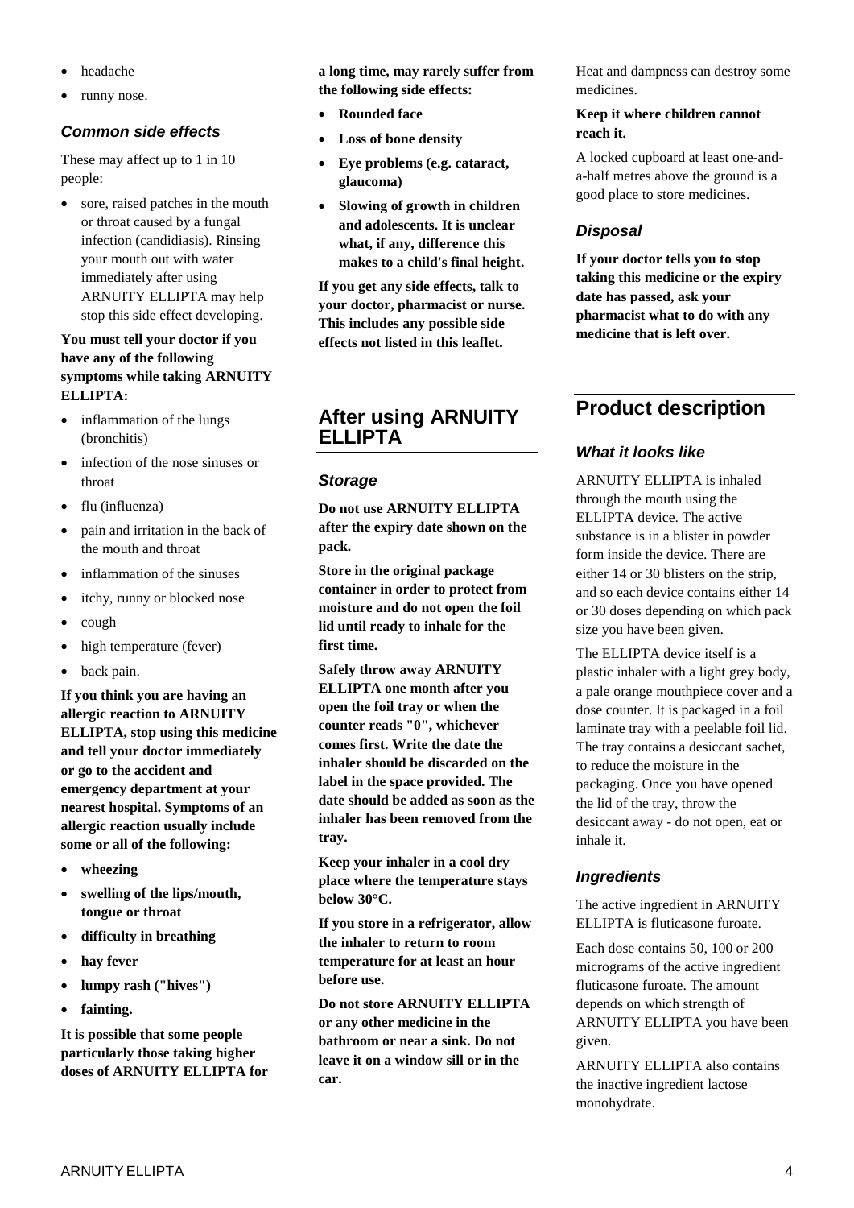- headache
- runny nose.

### *Common side effects*

These may affect up to 1 in 10 people:

- sore, raised patches in the mouth or throat caused by a fungal infection (candidiasis). Rinsing your mouth out with water immediately after using ARNUITY ELLIPTA may help stop this side effect developing.

**You must tell your doctor if you have any of the following symptoms while taking ARNUITY ELLIPTA:**

- inflammation of the lungs (bronchitis)
- infection of the nose sinuses or throat
- flu (influenza)
- pain and irritation in the back of the mouth and throat
- inflammation of the sinuses
- itchy, runny or blocked nose
- cough
- high temperature (fever)
- back pain.

**If you think you are having an allergic reaction to ARNUITY ELLIPTA, stop using this medicine and tell your doctor immediately or go to the accident and emergency department at your nearest hospital. Symptoms of an allergic reaction usually include some or all of the following:**

- **wheezing**
- **swelling of the lips/mouth, tongue or throat**
- **difficulty in breathing**
- **hay fever**
- **lumpy rash ("hives")**
- **fainting.**

**It is possible that some people particularly those taking higher doses of ARNUITY ELLIPTA for a long time, may rarely suffer from the following side effects:**

- **Rounded face**
- **Loss of bone density**
- **Eye problems (e.g. cataract, glaucoma)**
- **Slowing of growth in children and adolescents. It is unclear what, if any, difference this makes to a child's final height.**

**If you get any side effects, talk to your doctor, pharmacist or nurse. This includes any possible side effects not listed in this leaflet.**

## After using ARNUITY ELLIPTA

### *Storage*

**Do not use ARNUITY ELLIPTA after the expiry date shown on the pack.**

**Store in the original package container in order to protect from moisture and do not open the foil lid until ready to inhale for the first time.**

**Safely throw away ARNUITY ELLIPTA one month after you open the foil tray or when the counter reads "0", whichever comes first. Write the date the inhaler should be discarded on the label in the space provided. The date should be added as soon as the inhaler has been removed from the tray.**

**Keep your inhaler in a cool dry place where the temperature stays below 30°C.**

**If you store in a refrigerator, allow the inhaler to return to room temperature for at least an hour before use.**

**Do not store ARNUITY ELLIPTA or any other medicine in the bathroom or near a sink. Do not leave it on a window sill or in the car.**

Heat and dampness can destroy some medicines.

**Keep it where children cannot reach it.**

A locked cupboard at least one-and-a-half metres above the ground is a good place to store medicines.

### *Disposal*

**If your doctor tells you to stop taking this medicine or the expiry date has passed, ask your pharmacist what to do with any medicine that is left over.**

## Product description

### *What it looks like*

ARNUITY ELLIPTA is inhaled through the mouth using the ELLIPTA device. The active substance is in a blister in powder form inside the device. There are either 14 or 30 blisters on the strip, and so each device contains either 14 or 30 doses depending on which pack size you have been given.

The ELLIPTA device itself is a plastic inhaler with a light grey body, a pale orange mouthpiece cover and a dose counter. It is packaged in a foil laminate tray with a peelable foil lid. The tray contains a desiccant sachet, to reduce the moisture in the packaging. Once you have opened the lid of the tray, throw the desiccant away - do not open, eat or inhale it.

### *Ingredients*

The active ingredient in ARNUITY ELLIPTA is fluticasone furoate.

Each dose contains 50, 100 or 200 micrograms of the active ingredient fluticasone furoate. The amount depends on which strength of ARNUITY ELLIPTA you have been given.

ARNUITY ELLIPTA also contains the inactive ingredient lactose monohydrate.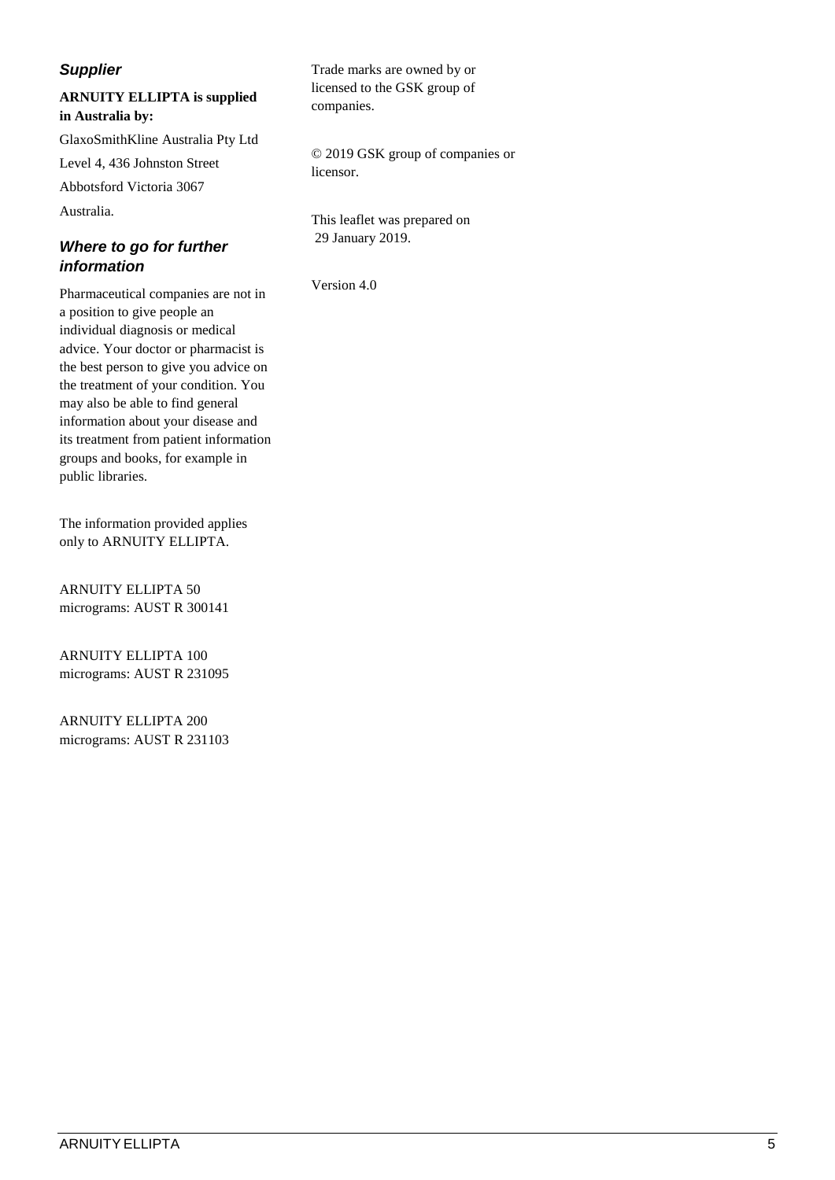### *Supplier*

**ARNUITY ELLIPTA is supplied in Australia by:**

GlaxoSmithKline Australia Pty Ltd

Level 4, 436 Johnston Street

Abbotsford Victoria 3067

Australia.

### *Where to go for further information*

Pharmaceutical companies are not in a position to give people an individual diagnosis or medical advice. Your doctor or pharmacist is the best person to give you advice on the treatment of your condition. You may also be able to find general information about your disease and its treatment from patient information groups and books, for example in public libraries.

The information provided applies only to ARNUITY ELLIPTA.

ARNUITY ELLIPTA 50 micrograms: AUST R 300141

ARNUITY ELLIPTA 100 micrograms: AUST R 231095

ARNUITY ELLIPTA 200 micrograms: AUST R 231103

Trade marks are owned by or licensed to the GSK group of companies.

© 2019 GSK group of companies or licensor.

This leaflet was prepared on 29 January 2019.

Version 4.0